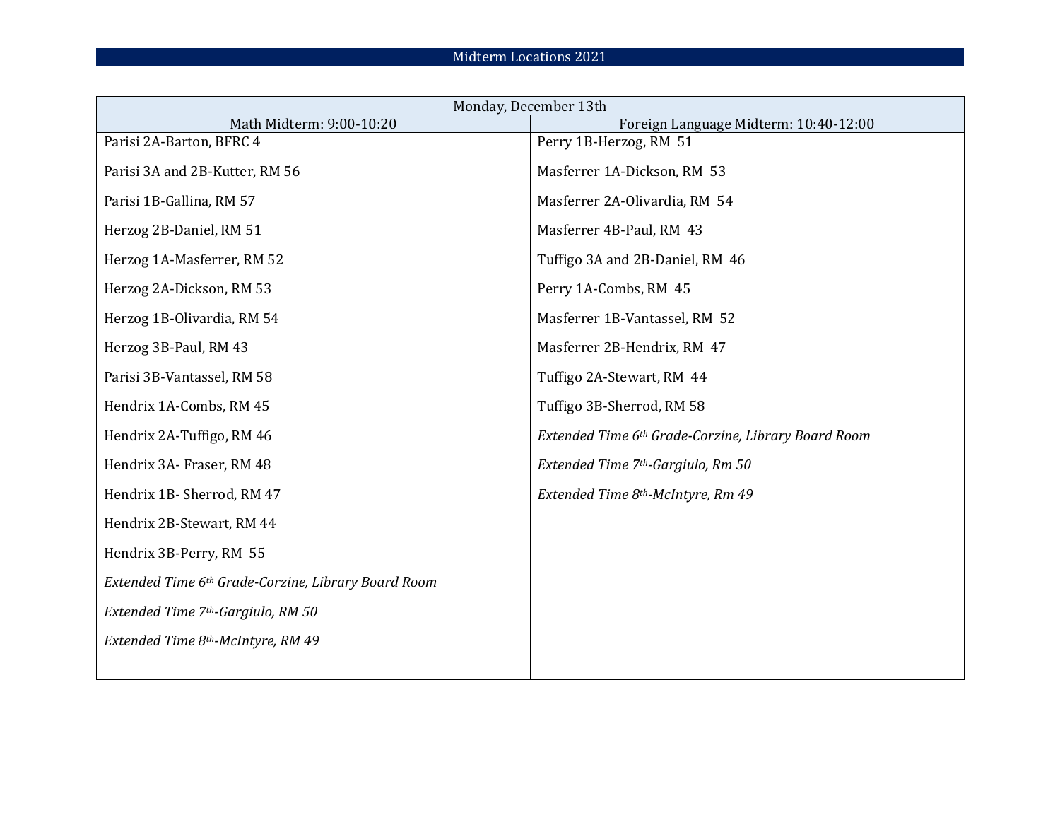# Midterm Locations 2021

| Monday, December 13th | |
|---|---|
| Math Midterm: 9:00-10:20 | Foreign Language Midterm: 10:40-12:00 |
| Parisi 2A-Barton, BFRC 4 | Perry 1B-Herzog, RM 51 |
| Parisi 3A and 2B-Kutter, RM 56 | Masferrer 1A-Dickson, RM 53 |
| Parisi 1B-Gallina, RM 57 | Masferrer 2A-Olivardia, RM 54 |
| Herzog 2B-Daniel, RM 51 | Masferrer 4B-Paul, RM 43 |
| Herzog 1A-Masferrer, RM 52 | Tuffigo 3A and 2B-Daniel, RM 46 |
| Herzog 2A-Dickson, RM 53 | Perry 1A-Combs, RM 45 |
| Herzog 1B-Olivardia, RM 54 | Masferrer 1B-Vantassel, RM 52 |
| Herzog 3B-Paul, RM 43 | Masferrer 2B-Hendrix, RM 47 |
| Parisi 3B-Vantassel, RM 58 | Tuffigo 2A-Stewart, RM 44 |
| Hendrix 1A-Combs, RM 45 | Tuffigo 3B-Sherrod, RM 58 |
| Hendrix 2A-Tuffigo, RM 46 | *Extended Time 6th Grade-Corzine, Library Board Room* |
| Hendrix 3A- Fraser, RM 48 | *Extended Time 7th-Gargiulo, Rm 50* |
| Hendrix 1B- Sherrod, RM 47 | *Extended Time 8th-McIntyre, Rm 49* |
| Hendrix 2B-Stewart, RM 44 | |
| Hendrix 3B-Perry, RM 55 | |
| *Extended Time 6th Grade-Corzine, Library Board Room* | |
| *Extended Time 7th-Gargiulo, RM 50* | |
| *Extended Time 8th-McIntyre, RM 49* | |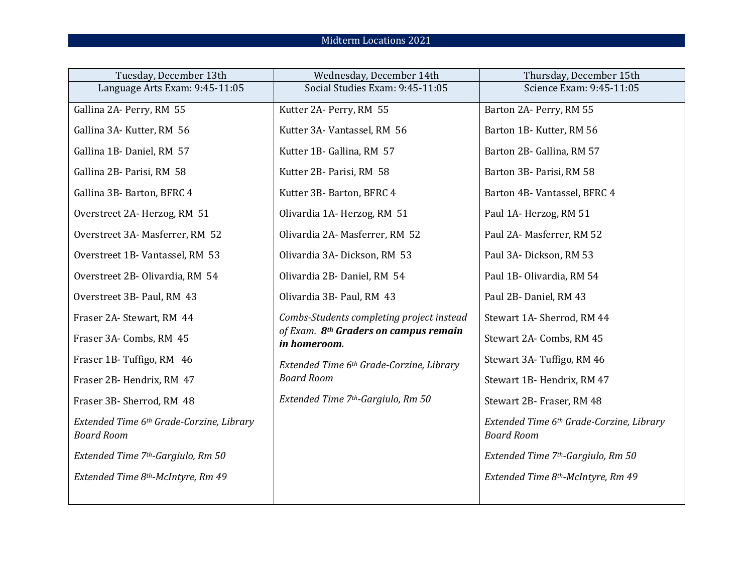# Midterm Locations 2021

| Tuesday, December 13th<br>Language Arts Exam: 9:45-11:05 | Wednesday, December 14th<br>Social Studies Exam: 9:45-11:05 | Thursday, December 15th<br>Science Exam: 9:45-11:05 |
|---|---|---|
| Gallina 2A- Perry, RM 55 | Kutter 2A- Perry, RM 55 | Barton 2A- Perry, RM 55 |
| Gallina 3A- Kutter, RM 56 | Kutter 3A- Vantassel, RM 56 | Barton 1B- Kutter, RM 56 |
| Gallina 1B- Daniel, RM 57 | Kutter 1B- Gallina, RM 57 | Barton 2B- Gallina, RM 57 |
| Gallina 2B- Parisi, RM 58 | Kutter 2B- Parisi, RM 58 | Barton 3B- Parisi, RM 58 |
| Gallina 3B- Barton, BFRC 4 | Kutter 3B- Barton, BFRC 4 | Barton 4B- Vantassel, BFRC 4 |
| Overstreet 2A- Herzog, RM 51 | Olivardia 1A- Herzog, RM 51 | Paul 1A- Herzog, RM 51 |
| Overstreet 3A- Masferrer, RM 52 | Olivardia 2A- Masferrer, RM 52 | Paul 2A- Masferrer, RM 52 |
| Overstreet 1B- Vantassel, RM 53 | Olivardia 3A- Dickson, RM 53 | Paul 3A- Dickson, RM 53 |
| Overstreet 2B- Olivardia, RM 54 | Olivardia 2B- Daniel, RM 54 | Paul 1B- Olivardia, RM 54 |
| Overstreet 3B- Paul, RM 43 | Olivardia 3B- Paul, RM 43 | Paul 2B- Daniel, RM 43 |
| Fraser 2A- Stewart, RM 44 | *Combs-Students completing project instead of Exam.* ***8th Graders on campus remain in homeroom.*** | Stewart 1A- Sherrod, RM 44 |
| Fraser 3A- Combs, RM 45 | | Stewart 2A- Combs, RM 45 |
| Fraser 1B- Tuffigo, RM 46 | *Extended Time 6th Grade-Corzine, Library Board Room* | Stewart 3A- Tuffigo, RM 46 |
| Fraser 2B- Hendrix, RM 47 | | Stewart 1B- Hendrix, RM 47 |
| Fraser 3B- Sherrod, RM 48 | *Extended Time 7th-Gargiulo, Rm 50* | Stewart 2B- Fraser, RM 48 |
| *Extended Time 6th Grade-Corzine, Library Board Room* | | *Extended Time 6th Grade-Corzine, Library Board Room* |
| *Extended Time 7th-Gargiulo, Rm 50* | | *Extended Time 7th-Gargiulo, Rm 50* |
| *Extended Time 8th-McIntyre, Rm 49* | | *Extended Time 8th-McIntyre, Rm 49* |